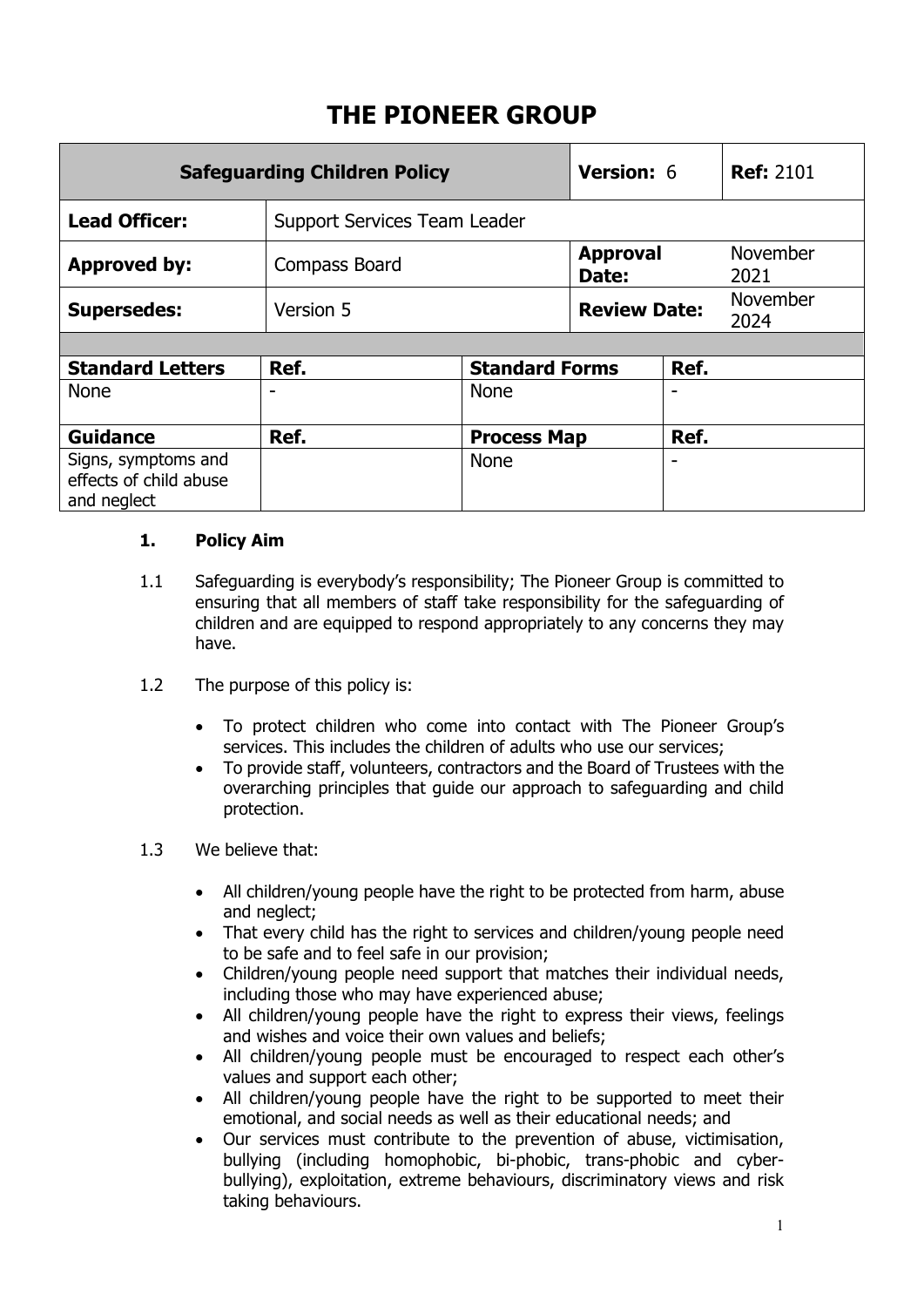# THE PIONEER GROUP

| Safeguarding Children Policy | | Version: 6 | Ref: 2101 |
|---|---|---|---|
| **Lead Officer:** | Support Services Team Leader | | |
| **Approved by:** | Compass Board | **Approval Date:** | November 2021 |
| **Supersedes:** | Version 5 | **Review Date:** | November 2024 |

| Standard Letters | Ref. | Standard Forms | Ref. |
|---|---|---|---|
| None | - | None | - |
| **Guidance** | **Ref.** | **Process Map** | **Ref.** |
| Signs, symptoms and effects of child abuse and neglect | | None | - |

## 1. Policy Aim

1.1 Safeguarding is everybody's responsibility; The Pioneer Group is committed to ensuring that all members of staff take responsibility for the safeguarding of children and are equipped to respond appropriately to any concerns they may have.

1.2 The purpose of this policy is:

- To protect children who come into contact with The Pioneer Group's services. This includes the children of adults who use our services;
- To provide staff, volunteers, contractors and the Board of Trustees with the overarching principles that guide our approach to safeguarding and child protection.

1.3 We believe that:

- All children/young people have the right to be protected from harm, abuse and neglect;
- That every child has the right to services and children/young people need to be safe and to feel safe in our provision;
- Children/young people need support that matches their individual needs, including those who may have experienced abuse;
- All children/young people have the right to express their views, feelings and wishes and voice their own values and beliefs;
- All children/young people must be encouraged to respect each other's values and support each other;
- All children/young people have the right to be supported to meet their emotional, and social needs as well as their educational needs; and
- Our services must contribute to the prevention of abuse, victimisation, bullying (including homophobic, bi-phobic, trans-phobic and cyber-bullying), exploitation, extreme behaviours, discriminatory views and risk taking behaviours.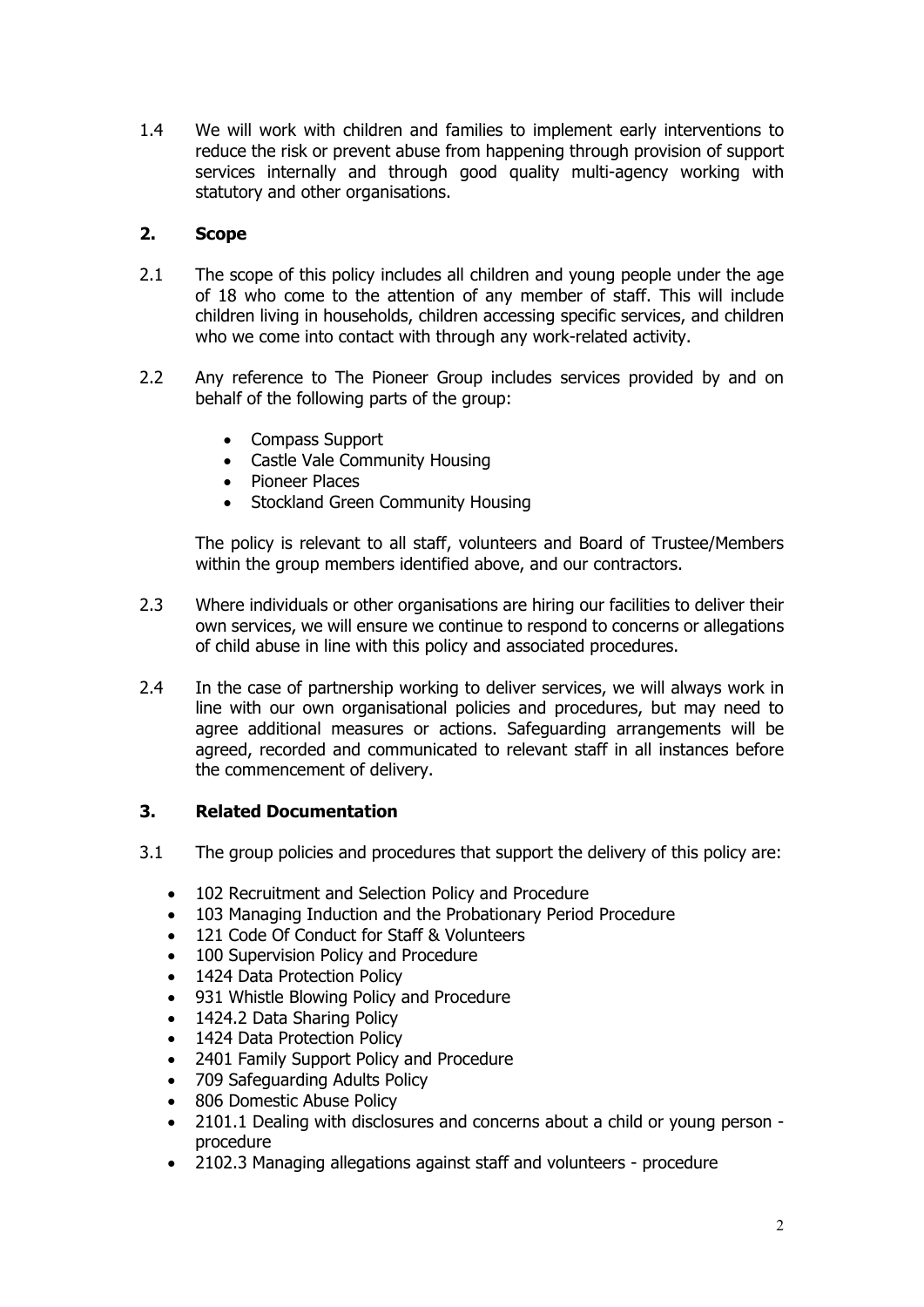1.4 We will work with children and families to implement early interventions to reduce the risk or prevent abuse from happening through provision of support services internally and through good quality multi-agency working with statutory and other organisations.

## 2. Scope

2.1 The scope of this policy includes all children and young people under the age of 18 who come to the attention of any member of staff. This will include children living in households, children accessing specific services, and children who we come into contact with through any work-related activity.

2.2 Any reference to The Pioneer Group includes services provided by and on behalf of the following parts of the group:

- Compass Support
- Castle Vale Community Housing
- Pioneer Places
- Stockland Green Community Housing

The policy is relevant to all staff, volunteers and Board of Trustee/Members within the group members identified above, and our contractors.

2.3 Where individuals or other organisations are hiring our facilities to deliver their own services, we will ensure we continue to respond to concerns or allegations of child abuse in line with this policy and associated procedures.

2.4 In the case of partnership working to deliver services, we will always work in line with our own organisational policies and procedures, but may need to agree additional measures or actions. Safeguarding arrangements will be agreed, recorded and communicated to relevant staff in all instances before the commencement of delivery.

## 3. Related Documentation

3.1 The group policies and procedures that support the delivery of this policy are:

- 102 Recruitment and Selection Policy and Procedure
- 103 Managing Induction and the Probationary Period Procedure
- 121 Code Of Conduct for Staff & Volunteers
- 100 Supervision Policy and Procedure
- 1424 Data Protection Policy
- 931 Whistle Blowing Policy and Procedure
- 1424.2 Data Sharing Policy
- 1424 Data Protection Policy
- 2401 Family Support Policy and Procedure
- 709 Safeguarding Adults Policy
- 806 Domestic Abuse Policy
- 2101.1 Dealing with disclosures and concerns about a child or young person - procedure
- 2102.3 Managing allegations against staff and volunteers - procedure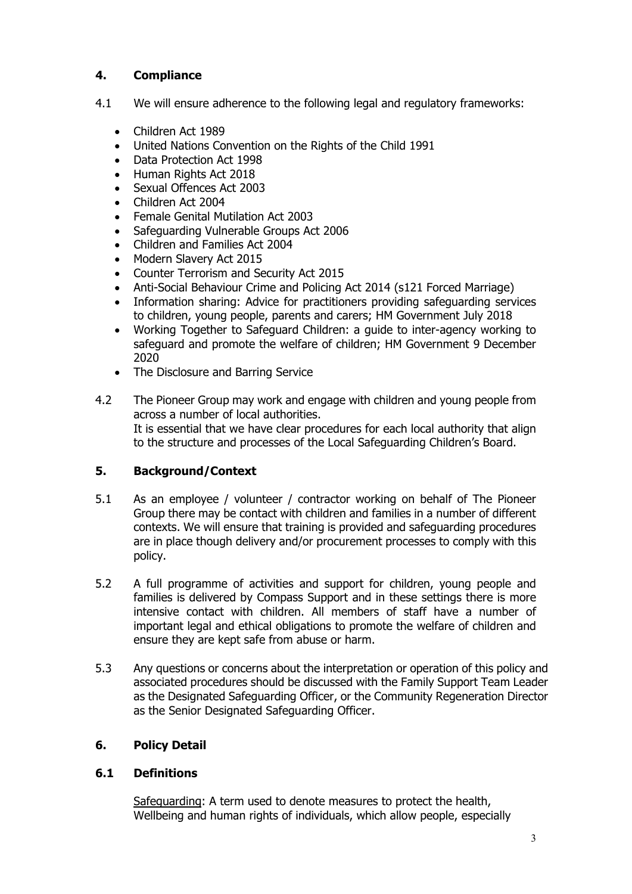## 4. Compliance

4.1 We will ensure adherence to the following legal and regulatory frameworks:

- Children Act 1989
- United Nations Convention on the Rights of the Child 1991
- Data Protection Act 1998
- Human Rights Act 2018
- Sexual Offences Act 2003
- Children Act 2004
- Female Genital Mutilation Act 2003
- Safeguarding Vulnerable Groups Act 2006
- Children and Families Act 2004
- Modern Slavery Act 2015
- Counter Terrorism and Security Act 2015
- Anti-Social Behaviour Crime and Policing Act 2014 (s121 Forced Marriage)
- Information sharing: Advice for practitioners providing safeguarding services to children, young people, parents and carers; HM Government July 2018
- Working Together to Safeguard Children: a guide to inter-agency working to safeguard and promote the welfare of children; HM Government 9 December 2020
- The Disclosure and Barring Service

4.2 The Pioneer Group may work and engage with children and young people from across a number of local authorities.
It is essential that we have clear procedures for each local authority that align to the structure and processes of the Local Safeguarding Children's Board.

## 5. Background/Context

5.1 As an employee / volunteer / contractor working on behalf of The Pioneer Group there may be contact with children and families in a number of different contexts. We will ensure that training is provided and safeguarding procedures are in place though delivery and/or procurement processes to comply with this policy.

5.2 A full programme of activities and support for children, young people and families is delivered by Compass Support and in these settings there is more intensive contact with children. All members of staff have a number of important legal and ethical obligations to promote the welfare of children and ensure they are kept safe from abuse or harm.

5.3 Any questions or concerns about the interpretation or operation of this policy and associated procedures should be discussed with the Family Support Team Leader as the Designated Safeguarding Officer, or the Community Regeneration Director as the Senior Designated Safeguarding Officer.

## 6. Policy Detail

### 6.1 Definitions

Safeguarding: A term used to denote measures to protect the health, Wellbeing and human rights of individuals, which allow people, especially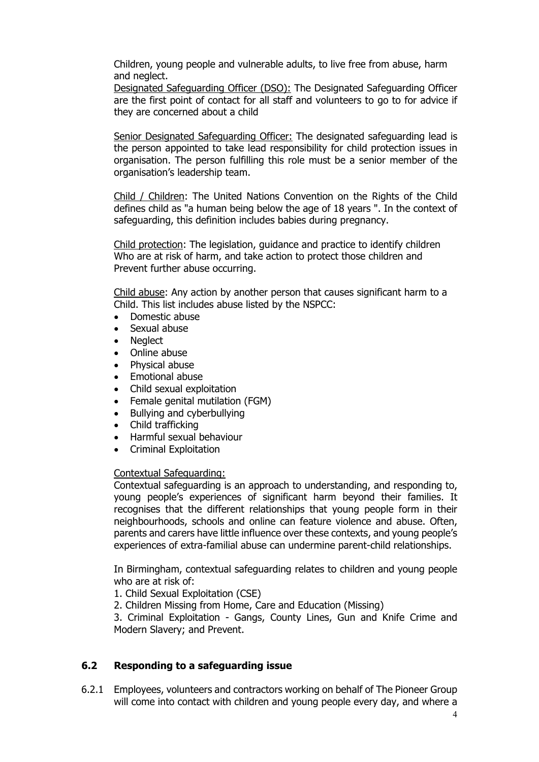Children, young people and vulnerable adults, to live free from abuse, harm and neglect.

Designated Safeguarding Officer (DSO): The Designated Safeguarding Officer are the first point of contact for all staff and volunteers to go to for advice if they are concerned about a child

Senior Designated Safeguarding Officer: The designated safeguarding lead is the person appointed to take lead responsibility for child protection issues in organisation. The person fulfilling this role must be a senior member of the organisation's leadership team.

Child / Children: The United Nations Convention on the Rights of the Child defines child as "a human being below the age of 18 years ". In the context of safeguarding, this definition includes babies during pregnancy.

Child protection: The legislation, guidance and practice to identify children Who are at risk of harm, and take action to protect those children and Prevent further abuse occurring.

Child abuse: Any action by another person that causes significant harm to a Child. This list includes abuse listed by the NSPCC:

- Domestic abuse
- Sexual abuse
- Neglect
- Online abuse
- Physical abuse
- Emotional abuse
- Child sexual exploitation
- Female genital mutilation (FGM)
- Bullying and cyberbullying
- Child trafficking
- Harmful sexual behaviour
- Criminal Exploitation

Contextual Safeguarding:

Contextual safeguarding is an approach to understanding, and responding to, young people's experiences of significant harm beyond their families. It recognises that the different relationships that young people form in their neighbourhoods, schools and online can feature violence and abuse. Often, parents and carers have little influence over these contexts, and young people's experiences of extra-familial abuse can undermine parent-child relationships.

In Birmingham, contextual safeguarding relates to children and young people who are at risk of:

1. Child Sexual Exploitation (CSE)
2. Children Missing from Home, Care and Education (Missing)
3. Criminal Exploitation - Gangs, County Lines, Gun and Knife Crime and Modern Slavery; and Prevent.

## 6.2 Responding to a safeguarding issue

6.2.1 Employees, volunteers and contractors working on behalf of The Pioneer Group will come into contact with children and young people every day, and where a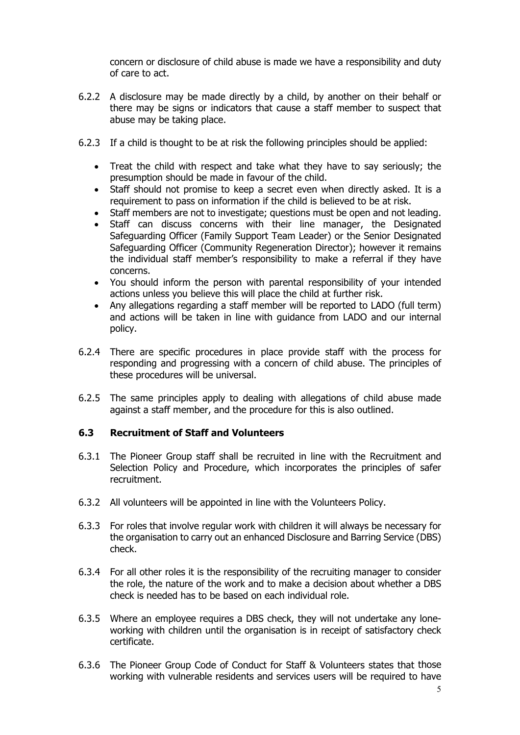concern or disclosure of child abuse is made we have a responsibility and duty of care to act.

6.2.2 A disclosure may be made directly by a child, by another on their behalf or there may be signs or indicators that cause a staff member to suspect that abuse may be taking place.

6.2.3 If a child is thought to be at risk the following principles should be applied:

- Treat the child with respect and take what they have to say seriously; the presumption should be made in favour of the child.
- Staff should not promise to keep a secret even when directly asked. It is a requirement to pass on information if the child is believed to be at risk.
- Staff members are not to investigate; questions must be open and not leading.
- Staff can discuss concerns with their line manager, the Designated Safeguarding Officer (Family Support Team Leader) or the Senior Designated Safeguarding Officer (Community Regeneration Director); however it remains the individual staff member's responsibility to make a referral if they have concerns.
- You should inform the person with parental responsibility of your intended actions unless you believe this will place the child at further risk.
- Any allegations regarding a staff member will be reported to LADO (full term) and actions will be taken in line with guidance from LADO and our internal policy.

6.2.4 There are specific procedures in place provide staff with the process for responding and progressing with a concern of child abuse. The principles of these procedures will be universal.

6.2.5 The same principles apply to dealing with allegations of child abuse made against a staff member, and the procedure for this is also outlined.

### 6.3 Recruitment of Staff and Volunteers

6.3.1 The Pioneer Group staff shall be recruited in line with the Recruitment and Selection Policy and Procedure, which incorporates the principles of safer recruitment.

6.3.2 All volunteers will be appointed in line with the Volunteers Policy.

6.3.3 For roles that involve regular work with children it will always be necessary for the organisation to carry out an enhanced Disclosure and Barring Service (DBS) check.

6.3.4 For all other roles it is the responsibility of the recruiting manager to consider the role, the nature of the work and to make a decision about whether a DBS check is needed has to be based on each individual role.

6.3.5 Where an employee requires a DBS check, they will not undertake any lone-working with children until the organisation is in receipt of satisfactory check certificate.

6.3.6 The Pioneer Group Code of Conduct for Staff & Volunteers states that those working with vulnerable residents and services users will be required to have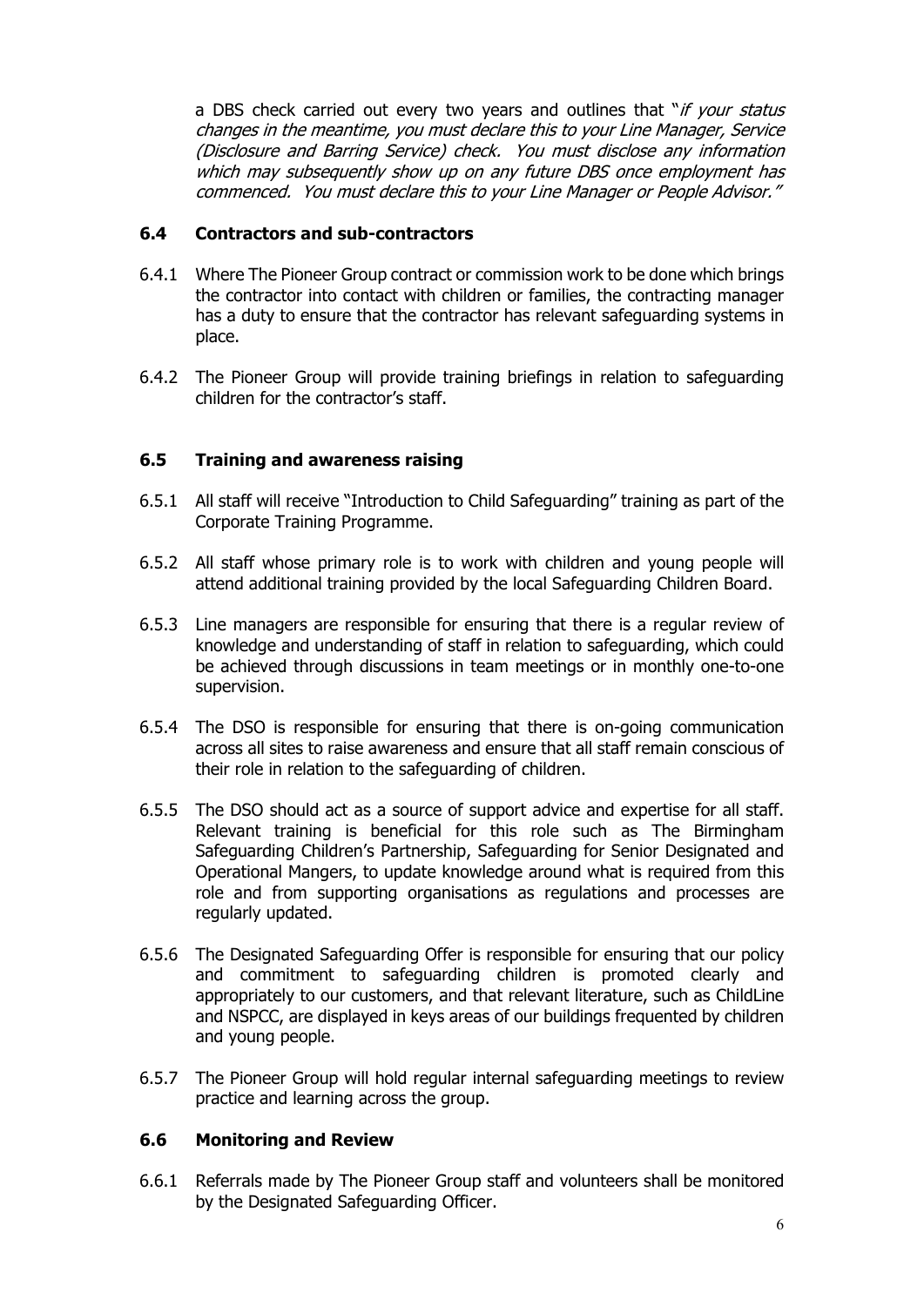a DBS check carried out every two years and outlines that "*if your status changes in the meantime, you must declare this to your Line Manager, Service (Disclosure and Barring Service) check. You must disclose any information which may subsequently show up on any future DBS once employment has commenced. You must declare this to your Line Manager or People Advisor.*"

### 6.4 Contractors and sub-contractors

6.4.1 Where The Pioneer Group contract or commission work to be done which brings the contractor into contact with children or families, the contracting manager has a duty to ensure that the contractor has relevant safeguarding systems in place.

6.4.2 The Pioneer Group will provide training briefings in relation to safeguarding children for the contractor's staff.

### 6.5 Training and awareness raising

6.5.1 All staff will receive "Introduction to Child Safeguarding" training as part of the Corporate Training Programme.

6.5.2 All staff whose primary role is to work with children and young people will attend additional training provided by the local Safeguarding Children Board.

6.5.3 Line managers are responsible for ensuring that there is a regular review of knowledge and understanding of staff in relation to safeguarding, which could be achieved through discussions in team meetings or in monthly one-to-one supervision.

6.5.4 The DSO is responsible for ensuring that there is on-going communication across all sites to raise awareness and ensure that all staff remain conscious of their role in relation to the safeguarding of children.

6.5.5 The DSO should act as a source of support advice and expertise for all staff. Relevant training is beneficial for this role such as The Birmingham Safeguarding Children's Partnership, Safeguarding for Senior Designated and Operational Mangers, to update knowledge around what is required from this role and from supporting organisations as regulations and processes are regularly updated.

6.5.6 The Designated Safeguarding Offer is responsible for ensuring that our policy and commitment to safeguarding children is promoted clearly and appropriately to our customers, and that relevant literature, such as ChildLine and NSPCC, are displayed in keys areas of our buildings frequented by children and young people.

6.5.7 The Pioneer Group will hold regular internal safeguarding meetings to review practice and learning across the group.

### 6.6 Monitoring and Review

6.6.1 Referrals made by The Pioneer Group staff and volunteers shall be monitored by the Designated Safeguarding Officer.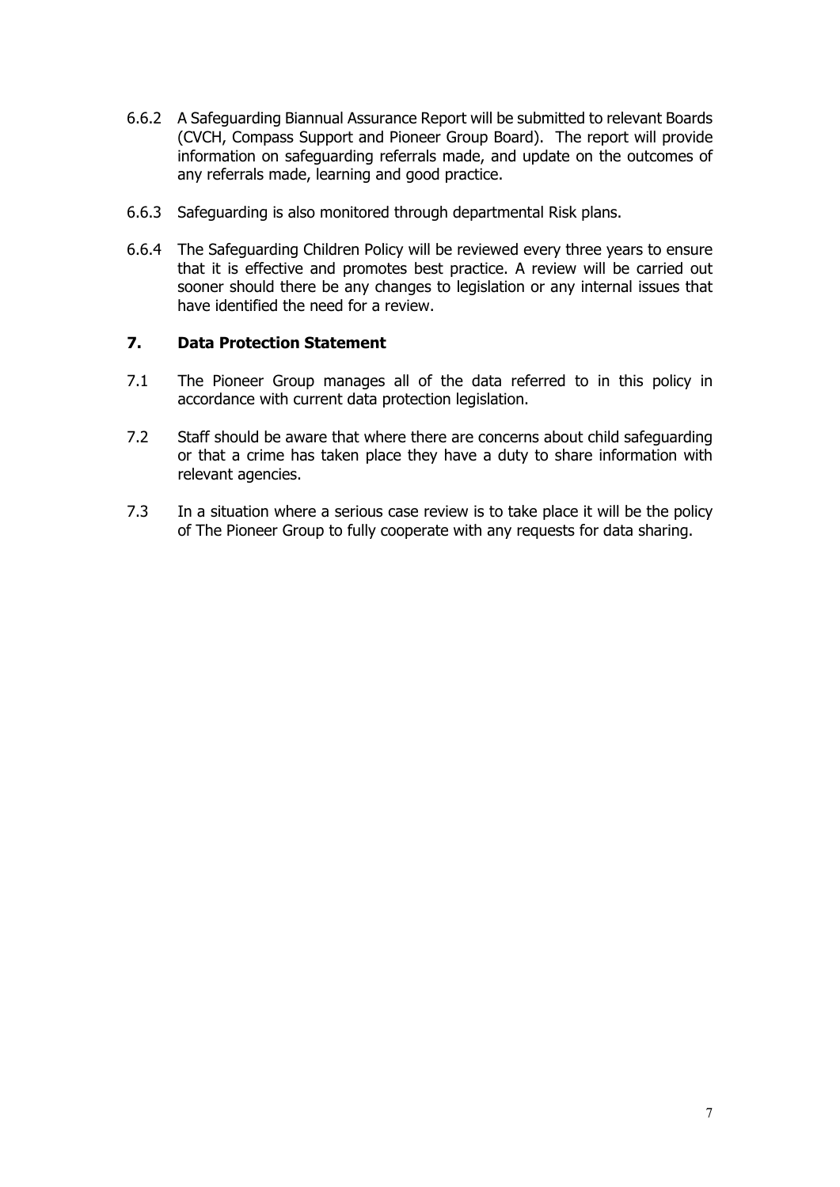6.6.2 A Safeguarding Biannual Assurance Report will be submitted to relevant Boards (CVCH, Compass Support and Pioneer Group Board). The report will provide information on safeguarding referrals made, and update on the outcomes of any referrals made, learning and good practice.

6.6.3 Safeguarding is also monitored through departmental Risk plans.

6.6.4 The Safeguarding Children Policy will be reviewed every three years to ensure that it is effective and promotes best practice. A review will be carried out sooner should there be any changes to legislation or any internal issues that have identified the need for a review.

## 7. Data Protection Statement

7.1 The Pioneer Group manages all of the data referred to in this policy in accordance with current data protection legislation.

7.2 Staff should be aware that where there are concerns about child safeguarding or that a crime has taken place they have a duty to share information with relevant agencies.

7.3 In a situation where a serious case review is to take place it will be the policy of The Pioneer Group to fully cooperate with any requests for data sharing.